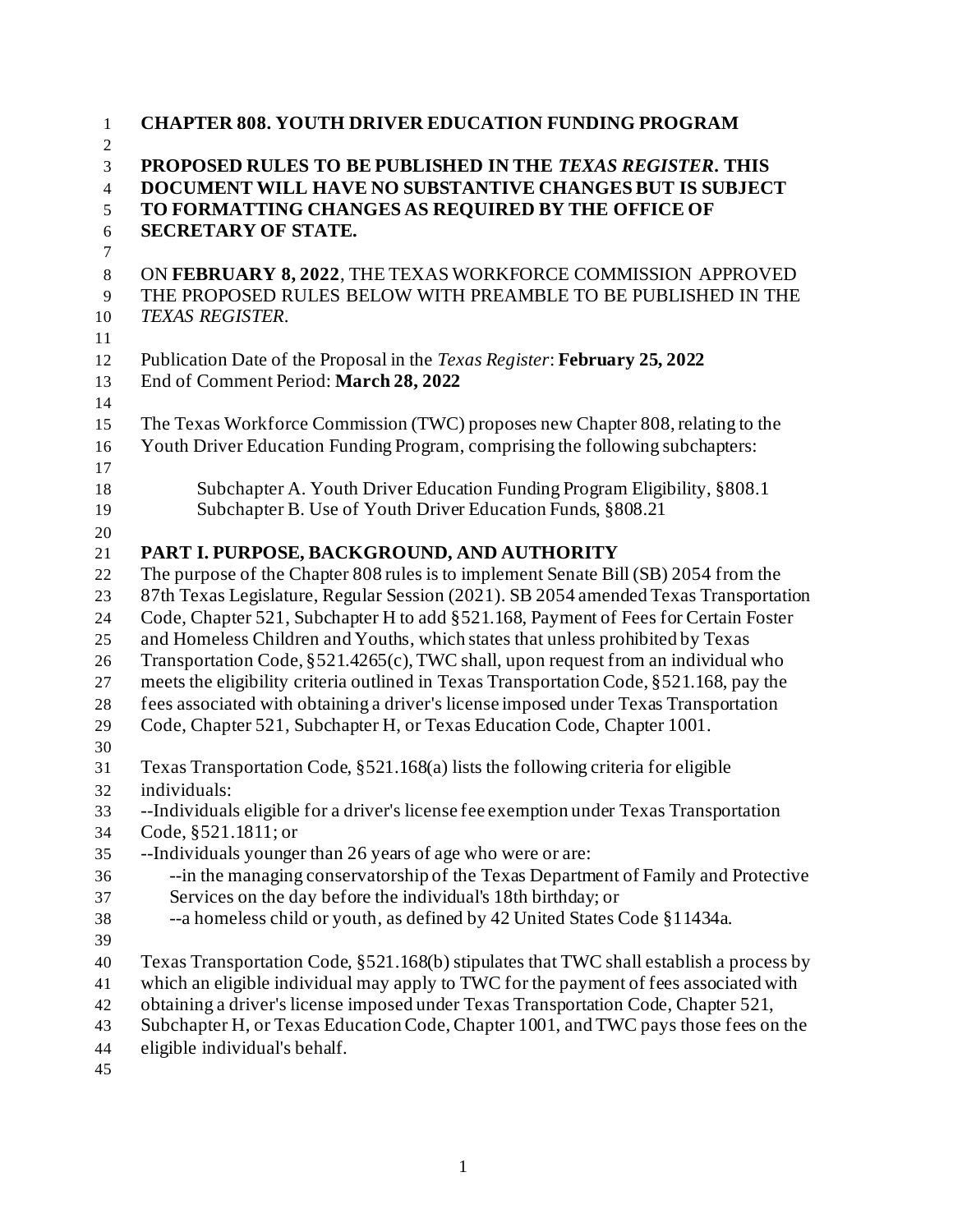# CHAPTER 808. YOUTH DRIVER EDUCATION FUNDING PROGRAM

**PROPOSED RULES TO BE PUBLISHED IN THE *TEXAS REGISTER*. THIS DOCUMENT WILL HAVE NO SUBSTANTIVE CHANGES BUT IS SUBJECT TO FORMATTING CHANGES AS REQUIRED BY THE OFFICE OF SECRETARY OF STATE.**

ON **FEBRUARY 8, 2022**, THE TEXAS WORKFORCE COMMISSION APPROVED THE PROPOSED RULES BELOW WITH PREAMBLE TO BE PUBLISHED IN THE *TEXAS REGISTER*.

Publication Date of the Proposal in the *Texas Register*: **February 25, 2022**
End of Comment Period: **March 28, 2022**

The Texas Workforce Commission (TWC) proposes new Chapter 808, relating to the Youth Driver Education Funding Program, comprising the following subchapters:

Subchapter A. Youth Driver Education Funding Program Eligibility, §808.1
Subchapter B. Use of Youth Driver Education Funds, §808.21

## PART I. PURPOSE, BACKGROUND, AND AUTHORITY

The purpose of the Chapter 808 rules is to implement Senate Bill (SB) 2054 from the 87th Texas Legislature, Regular Session (2021). SB 2054 amended Texas Transportation Code, Chapter 521, Subchapter H to add §521.168, Payment of Fees for Certain Foster and Homeless Children and Youths, which states that unless prohibited by Texas Transportation Code, §521.4265(c), TWC shall, upon request from an individual who meets the eligibility criteria outlined in Texas Transportation Code, §521.168, pay the fees associated with obtaining a driver's license imposed under Texas Transportation Code, Chapter 521, Subchapter H, or Texas Education Code, Chapter 1001.

Texas Transportation Code, §521.168(a) lists the following criteria for eligible individuals:

- --Individuals eligible for a driver's license fee exemption under Texas Transportation Code, §521.1811; or
- --Individuals younger than 26 years of age who were or are:
  - --in the managing conservatorship of the Texas Department of Family and Protective Services on the day before the individual's 18th birthday; or
  - --a homeless child or youth, as defined by 42 United States Code §11434a.

Texas Transportation Code, §521.168(b) stipulates that TWC shall establish a process by which an eligible individual may apply to TWC for the payment of fees associated with obtaining a driver's license imposed under Texas Transportation Code, Chapter 521, Subchapter H, or Texas Education Code, Chapter 1001, and TWC pays those fees on the eligible individual's behalf.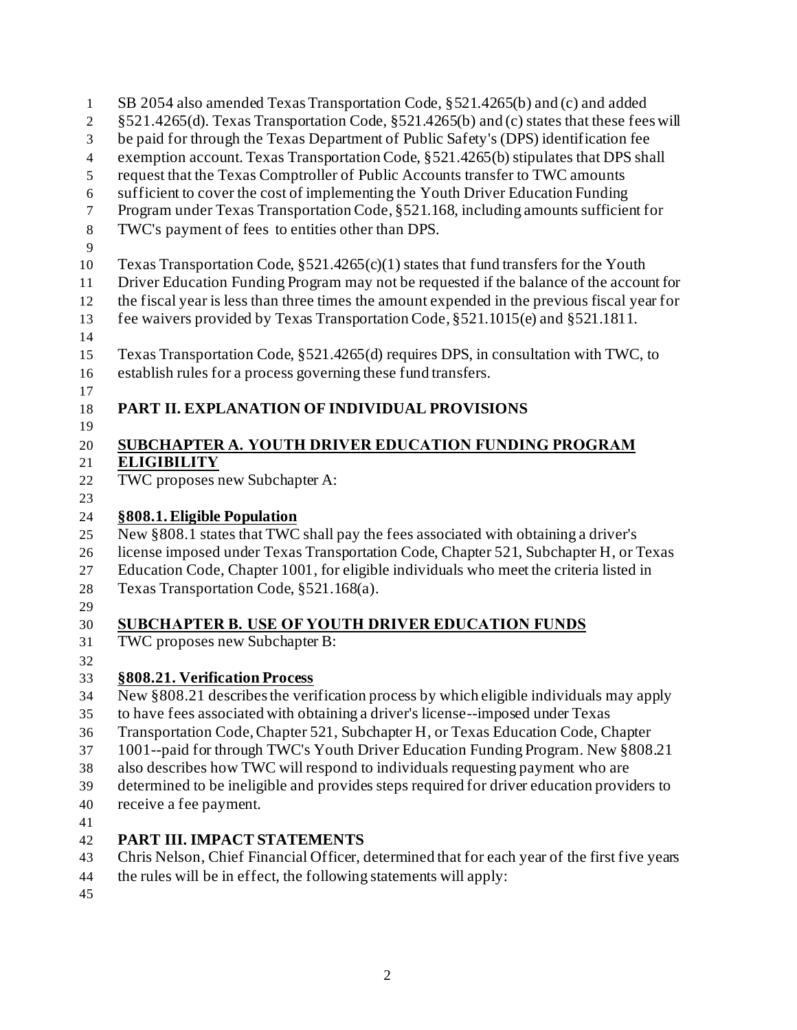SB 2054 also amended Texas Transportation Code, §521.4265(b) and (c) and added §521.4265(d). Texas Transportation Code, §521.4265(b) and (c) states that these fees will be paid for through the Texas Department of Public Safety's (DPS) identification fee exemption account. Texas Transportation Code, §521.4265(b) stipulates that DPS shall request that the Texas Comptroller of Public Accounts transfer to TWC amounts sufficient to cover the cost of implementing the Youth Driver Education Funding Program under Texas Transportation Code, §521.168, including amounts sufficient for TWC's payment of fees to entities other than DPS.

Texas Transportation Code, §521.4265(c)(1) states that fund transfers for the Youth Driver Education Funding Program may not be requested if the balance of the account for the fiscal year is less than three times the amount expended in the previous fiscal year for fee waivers provided by Texas Transportation Code, §521.1015(e) and §521.1811.

Texas Transportation Code, §521.4265(d) requires DPS, in consultation with TWC, to establish rules for a process governing these fund transfers.

## PART II. EXPLANATION OF INDIVIDUAL PROVISIONS

### SUBCHAPTER A. YOUTH DRIVER EDUCATION FUNDING PROGRAM ELIGIBILITY

TWC proposes new Subchapter A:

#### §808.1. Eligible Population

New §808.1 states that TWC shall pay the fees associated with obtaining a driver's license imposed under Texas Transportation Code, Chapter 521, Subchapter H, or Texas Education Code, Chapter 1001, for eligible individuals who meet the criteria listed in Texas Transportation Code, §521.168(a).

### SUBCHAPTER B. USE OF YOUTH DRIVER EDUCATION FUNDS

TWC proposes new Subchapter B:

#### §808.21. Verification Process

New §808.21 describes the verification process by which eligible individuals may apply to have fees associated with obtaining a driver's license--imposed under Texas Transportation Code, Chapter 521, Subchapter H, or Texas Education Code, Chapter 1001--paid for through TWC's Youth Driver Education Funding Program. New §808.21 also describes how TWC will respond to individuals requesting payment who are determined to be ineligible and provides steps required for driver education providers to receive a fee payment.

## PART III. IMPACT STATEMENTS

Chris Nelson, Chief Financial Officer, determined that for each year of the first five years the rules will be in effect, the following statements will apply: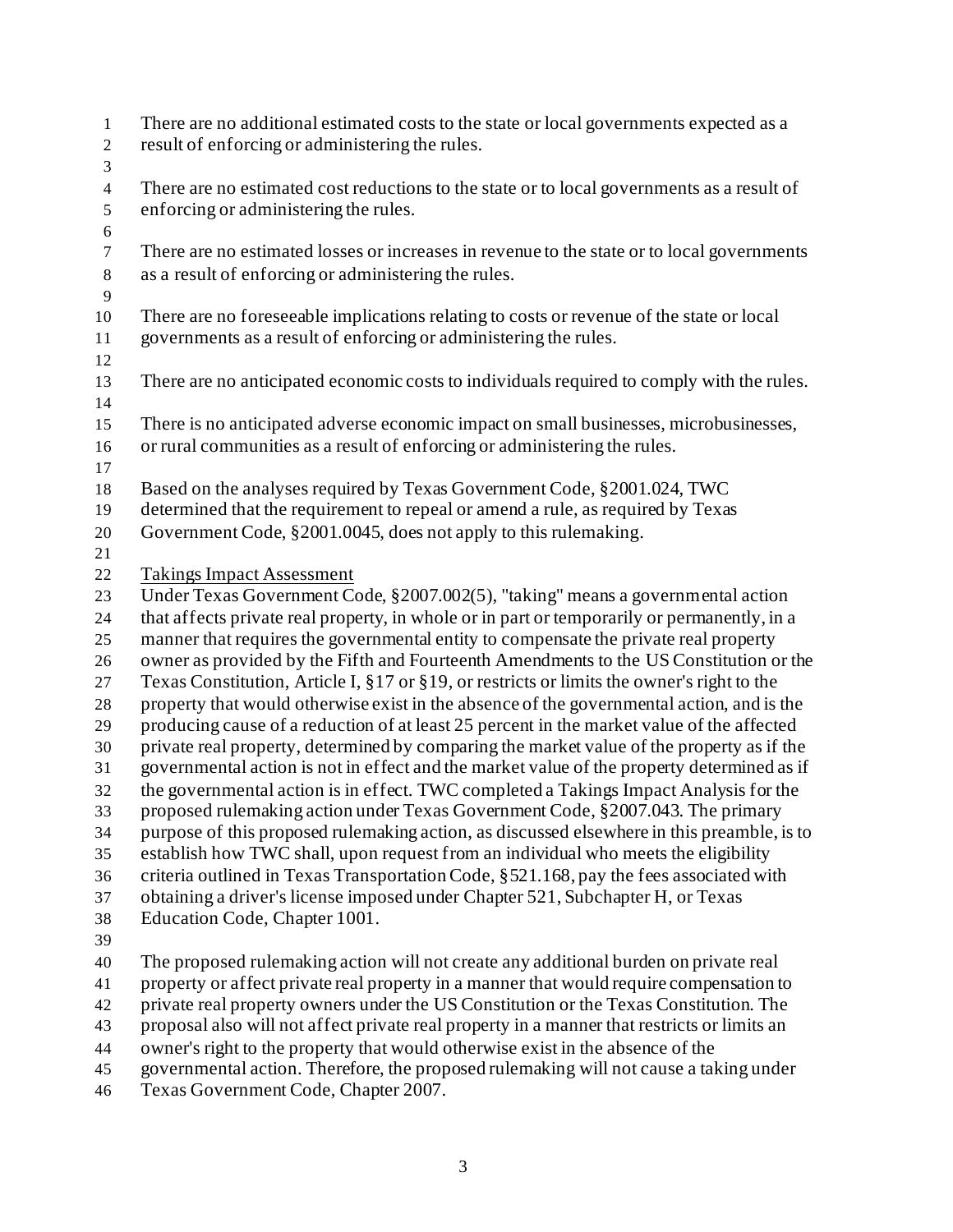There are no additional estimated costs to the state or local governments expected as a result of enforcing or administering the rules.

There are no estimated cost reductions to the state or to local governments as a result of enforcing or administering the rules.

There are no estimated losses or increases in revenue to the state or to local governments as a result of enforcing or administering the rules.

There are no foreseeable implications relating to costs or revenue of the state or local governments as a result of enforcing or administering the rules.

There are no anticipated economic costs to individuals required to comply with the rules.

There is no anticipated adverse economic impact on small businesses, microbusinesses, or rural communities as a result of enforcing or administering the rules.

Based on the analyses required by Texas Government Code, §2001.024, TWC determined that the requirement to repeal or amend a rule, as required by Texas Government Code, §2001.0045, does not apply to this rulemaking.

Takings Impact Assessment

Under Texas Government Code, §2007.002(5), "taking" means a governmental action that affects private real property, in whole or in part or temporarily or permanently, in a manner that requires the governmental entity to compensate the private real property owner as provided by the Fifth and Fourteenth Amendments to the US Constitution or the Texas Constitution, Article I, §17 or §19, or restricts or limits the owner's right to the property that would otherwise exist in the absence of the governmental action, and is the producing cause of a reduction of at least 25 percent in the market value of the affected private real property, determined by comparing the market value of the property as if the governmental action is not in effect and the market value of the property determined as if the governmental action is in effect. TWC completed a Takings Impact Analysis for the proposed rulemaking action under Texas Government Code, §2007.043. The primary purpose of this proposed rulemaking action, as discussed elsewhere in this preamble, is to establish how TWC shall, upon request from an individual who meets the eligibility criteria outlined in Texas Transportation Code, §521.168, pay the fees associated with obtaining a driver's license imposed under Chapter 521, Subchapter H, or Texas Education Code, Chapter 1001.

The proposed rulemaking action will not create any additional burden on private real property or affect private real property in a manner that would require compensation to private real property owners under the US Constitution or the Texas Constitution. The proposal also will not affect private real property in a manner that restricts or limits an owner's right to the property that would otherwise exist in the absence of the governmental action. Therefore, the proposed rulemaking will not cause a taking under Texas Government Code, Chapter 2007.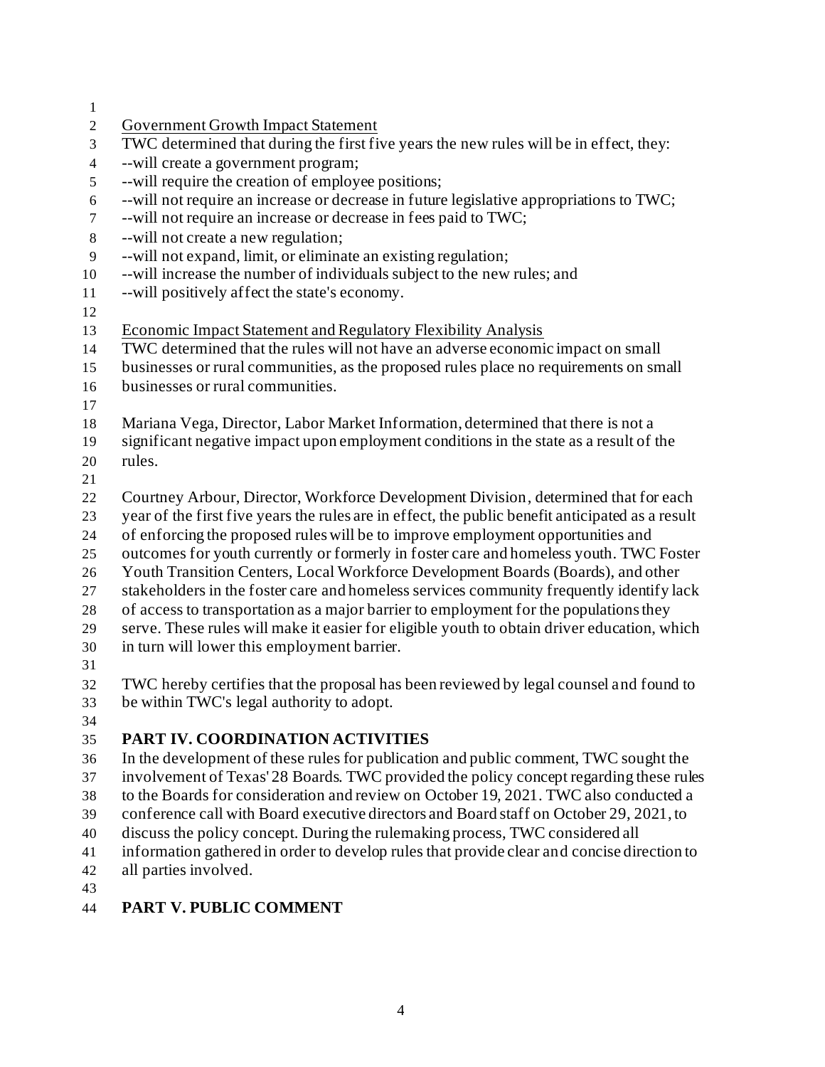Government Growth Impact Statement

TWC determined that during the first five years the new rules will be in effect, they:

--will create a government program;

--will require the creation of employee positions;

--will not require an increase or decrease in future legislative appropriations to TWC;

--will not require an increase or decrease in fees paid to TWC;

--will not create a new regulation;

--will not expand, limit, or eliminate an existing regulation;

--will increase the number of individuals subject to the new rules; and

--will positively affect the state's economy.

Economic Impact Statement and Regulatory Flexibility Analysis

TWC determined that the rules will not have an adverse economic impact on small businesses or rural communities, as the proposed rules place no requirements on small businesses or rural communities.

Mariana Vega, Director, Labor Market Information, determined that there is not a significant negative impact upon employment conditions in the state as a result of the rules.

Courtney Arbour, Director, Workforce Development Division, determined that for each year of the first five years the rules are in effect, the public benefit anticipated as a result of enforcing the proposed rules will be to improve employment opportunities and outcomes for youth currently or formerly in foster care and homeless youth. TWC Foster Youth Transition Centers, Local Workforce Development Boards (Boards), and other stakeholders in the foster care and homeless services community frequently identify lack of access to transportation as a major barrier to employment for the populations they serve. These rules will make it easier for eligible youth to obtain driver education, which in turn will lower this employment barrier.

TWC hereby certifies that the proposal has been reviewed by legal counsel and found to be within TWC's legal authority to adopt.

## PART IV. COORDINATION ACTIVITIES

In the development of these rules for publication and public comment, TWC sought the involvement of Texas' 28 Boards. TWC provided the policy concept regarding these rules to the Boards for consideration and review on October 19, 2021. TWC also conducted a conference call with Board executive directors and Board staff on October 29, 2021, to discuss the policy concept. During the rulemaking process, TWC considered all information gathered in order to develop rules that provide clear and concise direction to all parties involved.

## PART V. PUBLIC COMMENT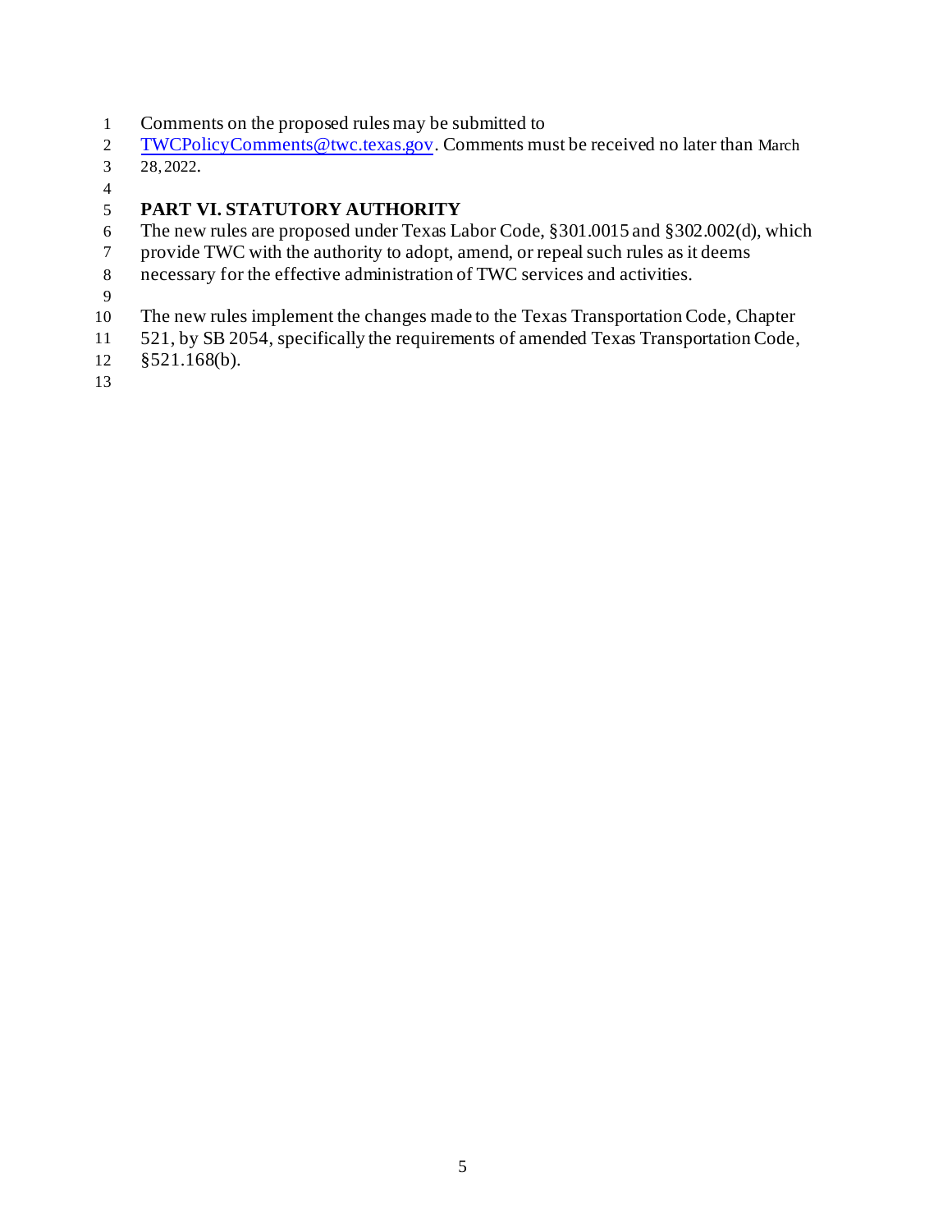Comments on the proposed rules may be submitted to [TWCPolicyComments@twc.texas.gov](mailto:TWCPolicyComments@twc.texas.gov). Comments must be received no later than March 28, 2022.

## PART VI. STATUTORY AUTHORITY

The new rules are proposed under Texas Labor Code, §301.0015 and §302.002(d), which provide TWC with the authority to adopt, amend, or repeal such rules as it deems necessary for the effective administration of TWC services and activities.

The new rules implement the changes made to the Texas Transportation Code, Chapter 521, by SB 2054, specifically the requirements of amended Texas Transportation Code, §521.168(b).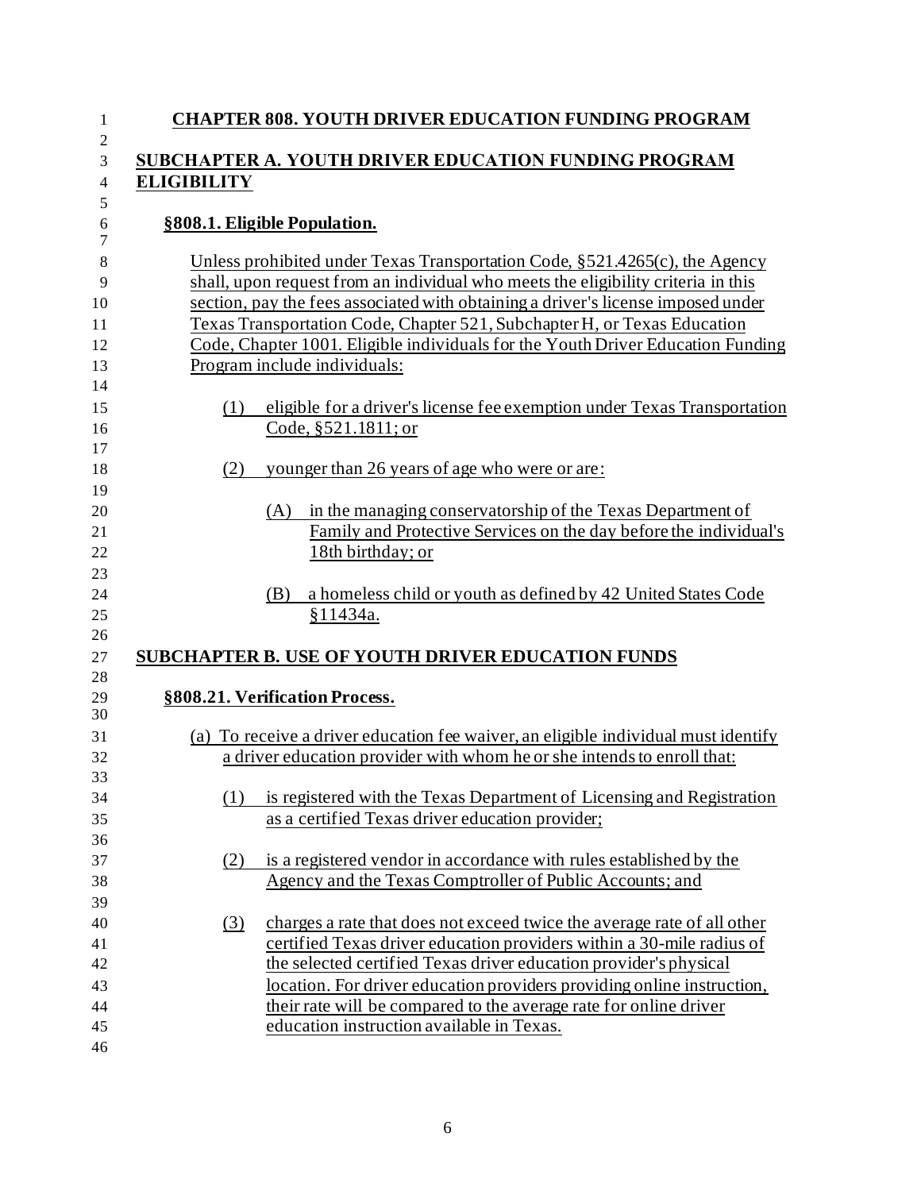# CHAPTER 808. YOUTH DRIVER EDUCATION FUNDING PROGRAM

## SUBCHAPTER A. YOUTH DRIVER EDUCATION FUNDING PROGRAM ELIGIBILITY

### §808.1. Eligible Population.

Unless prohibited under Texas Transportation Code, §521.4265(c), the Agency shall, upon request from an individual who meets the eligibility criteria in this section, pay the fees associated with obtaining a driver's license imposed under Texas Transportation Code, Chapter 521, Subchapter H, or Texas Education Code, Chapter 1001. Eligible individuals for the Youth Driver Education Funding Program include individuals:

(1) eligible for a driver's license fee exemption under Texas Transportation Code, §521.1811; or

(2) younger than 26 years of age who were or are:

  (A) in the managing conservatorship of the Texas Department of Family and Protective Services on the day before the individual's 18th birthday; or

  (B) a homeless child or youth as defined by 42 United States Code §11434a.

## SUBCHAPTER B. USE OF YOUTH DRIVER EDUCATION FUNDS

### §808.21. Verification Process.

(a) To receive a driver education fee waiver, an eligible individual must identify a driver education provider with whom he or she intends to enroll that:

  (1) is registered with the Texas Department of Licensing and Registration as a certified Texas driver education provider;

  (2) is a registered vendor in accordance with rules established by the Agency and the Texas Comptroller of Public Accounts; and

  (3) charges a rate that does not exceed twice the average rate of all other certified Texas driver education providers within a 30-mile radius of the selected certified Texas driver education provider's physical location. For driver education providers providing online instruction, their rate will be compared to the average rate for online driver education instruction available in Texas.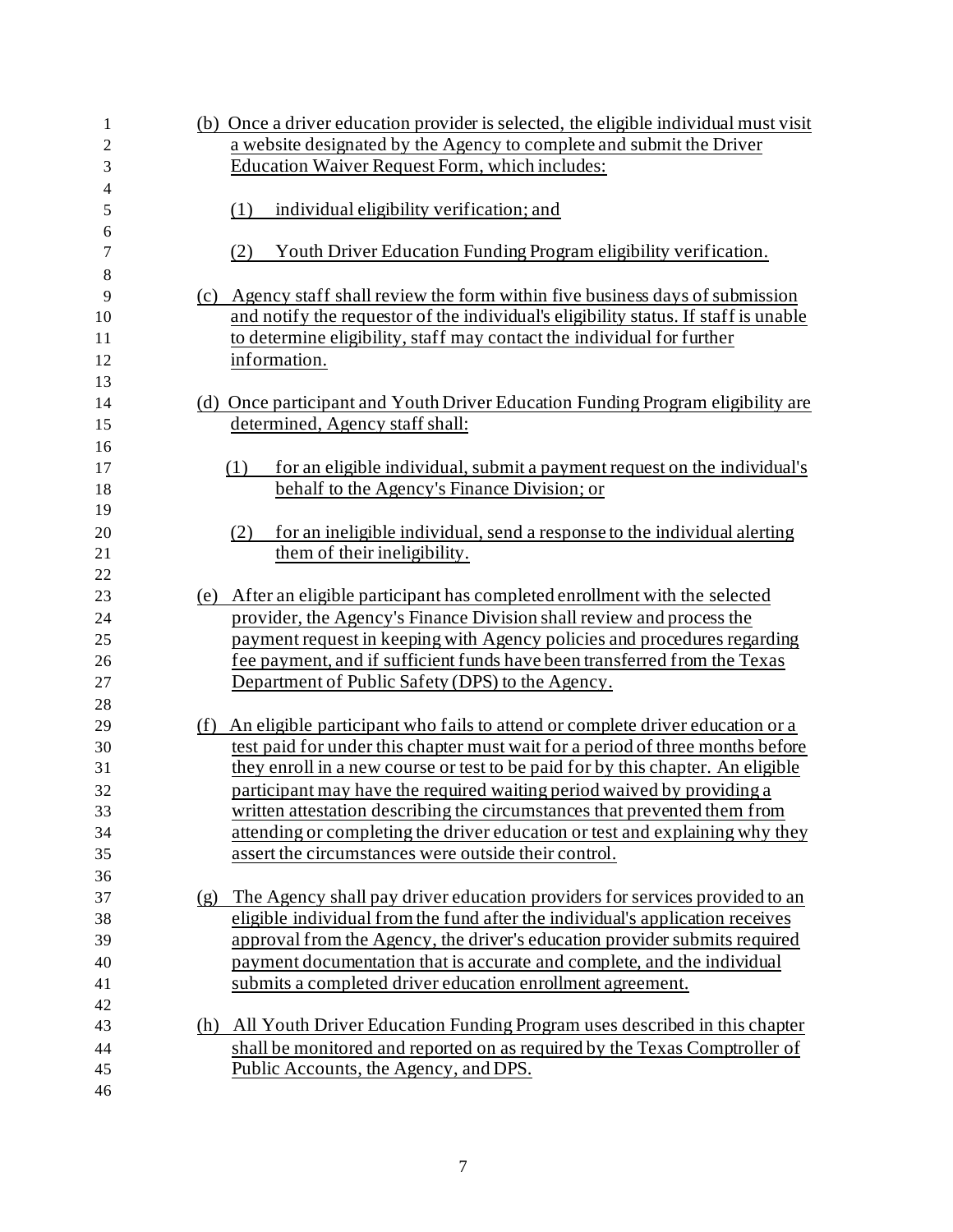(b) Once a driver education provider is selected, the eligible individual must visit a website designated by the Agency to complete and submit the Driver Education Waiver Request Form, which includes:

(1) individual eligibility verification; and

(2) Youth Driver Education Funding Program eligibility verification.

(c) Agency staff shall review the form within five business days of submission and notify the requestor of the individual's eligibility status. If staff is unable to determine eligibility, staff may contact the individual for further information.

(d) Once participant and Youth Driver Education Funding Program eligibility are determined, Agency staff shall:

(1) for an eligible individual, submit a payment request on the individual's behalf to the Agency's Finance Division; or

(2) for an ineligible individual, send a response to the individual alerting them of their ineligibility.

(e) After an eligible participant has completed enrollment with the selected provider, the Agency's Finance Division shall review and process the payment request in keeping with Agency policies and procedures regarding fee payment, and if sufficient funds have been transferred from the Texas Department of Public Safety (DPS) to the Agency.

(f) An eligible participant who fails to attend or complete driver education or a test paid for under this chapter must wait for a period of three months before they enroll in a new course or test to be paid for by this chapter. An eligible participant may have the required waiting period waived by providing a written attestation describing the circumstances that prevented them from attending or completing the driver education or test and explaining why they assert the circumstances were outside their control.

(g) The Agency shall pay driver education providers for services provided to an eligible individual from the fund after the individual's application receives approval from the Agency, the driver's education provider submits required payment documentation that is accurate and complete, and the individual submits a completed driver education enrollment agreement.

(h) All Youth Driver Education Funding Program uses described in this chapter shall be monitored and reported on as required by the Texas Comptroller of Public Accounts, the Agency, and DPS.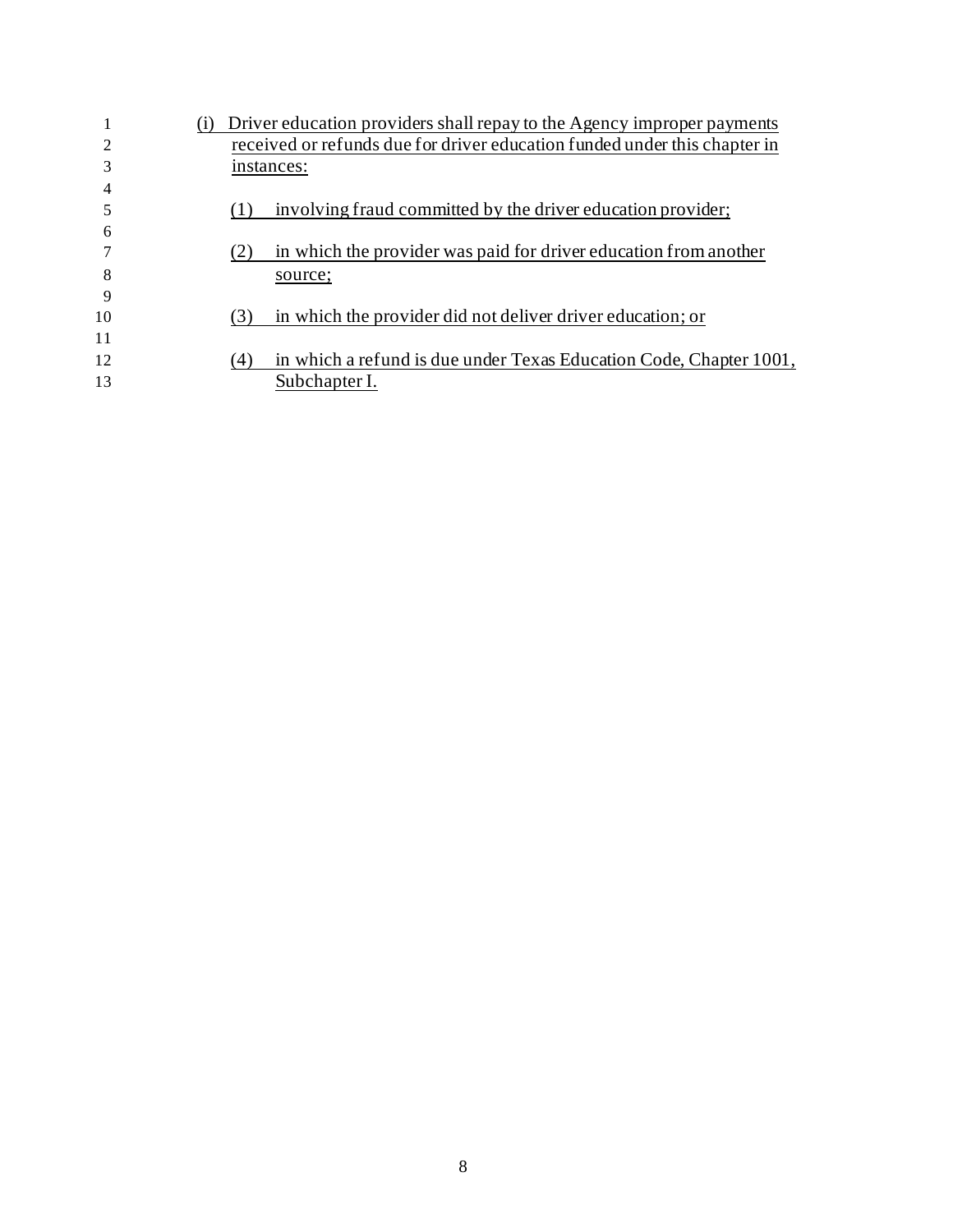(i) Driver education providers shall repay to the Agency improper payments received or refunds due for driver education funded under this chapter in instances:

(1) involving fraud committed by the driver education provider;

(2) in which the provider was paid for driver education from another source;

(3) in which the provider did not deliver driver education; or

(4) in which a refund is due under Texas Education Code, Chapter 1001, Subchapter I.